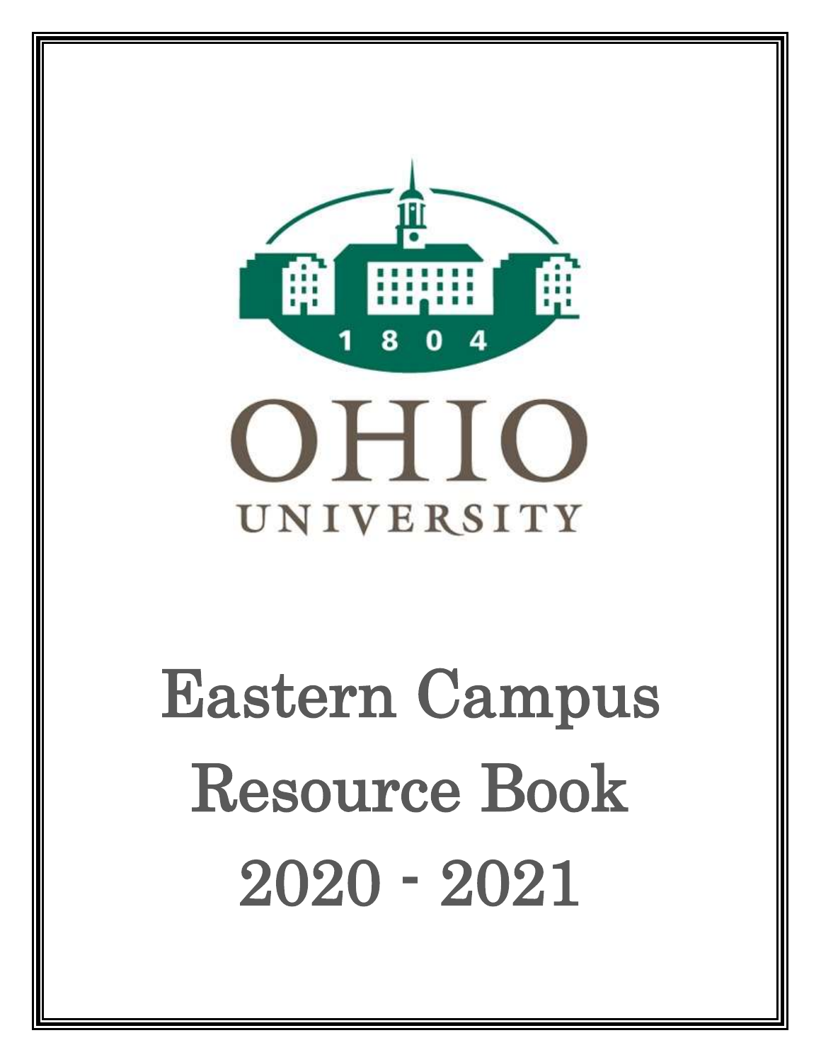1804

OHIO

UNIVERSITY

# Eastern Campus Resource Book 2020 - 2021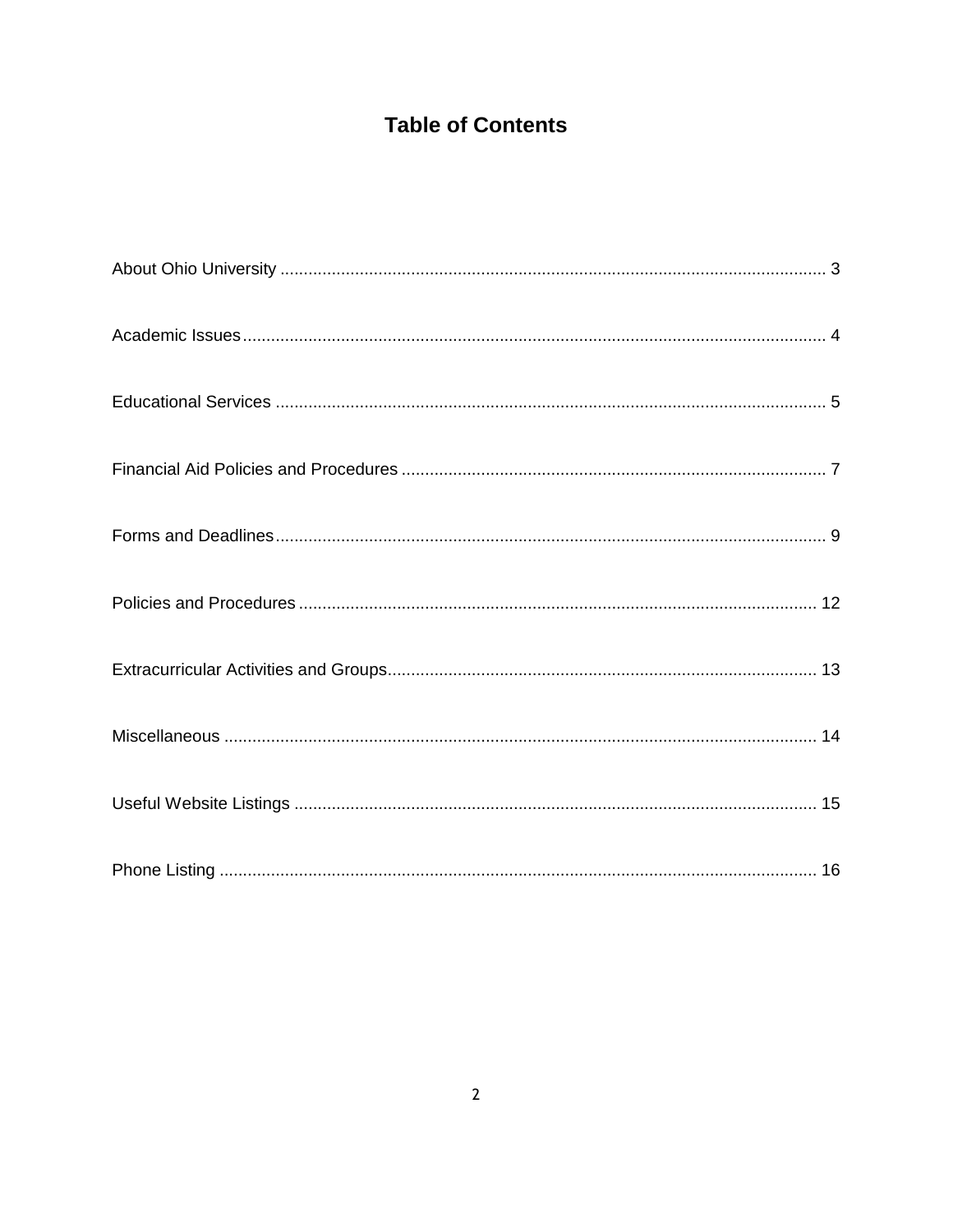# Table of Contents

About Ohio University .......... 3

Academic Issues .......... 4

Educational Services .......... 5

Financial Aid Policies and Procedures .......... 7

Forms and Deadlines .......... 9

Policies and Procedures .......... 12

Extracurricular Activities and Groups .......... 13

Miscellaneous .......... 14

Useful Website Listings .......... 15

Phone Listing .......... 16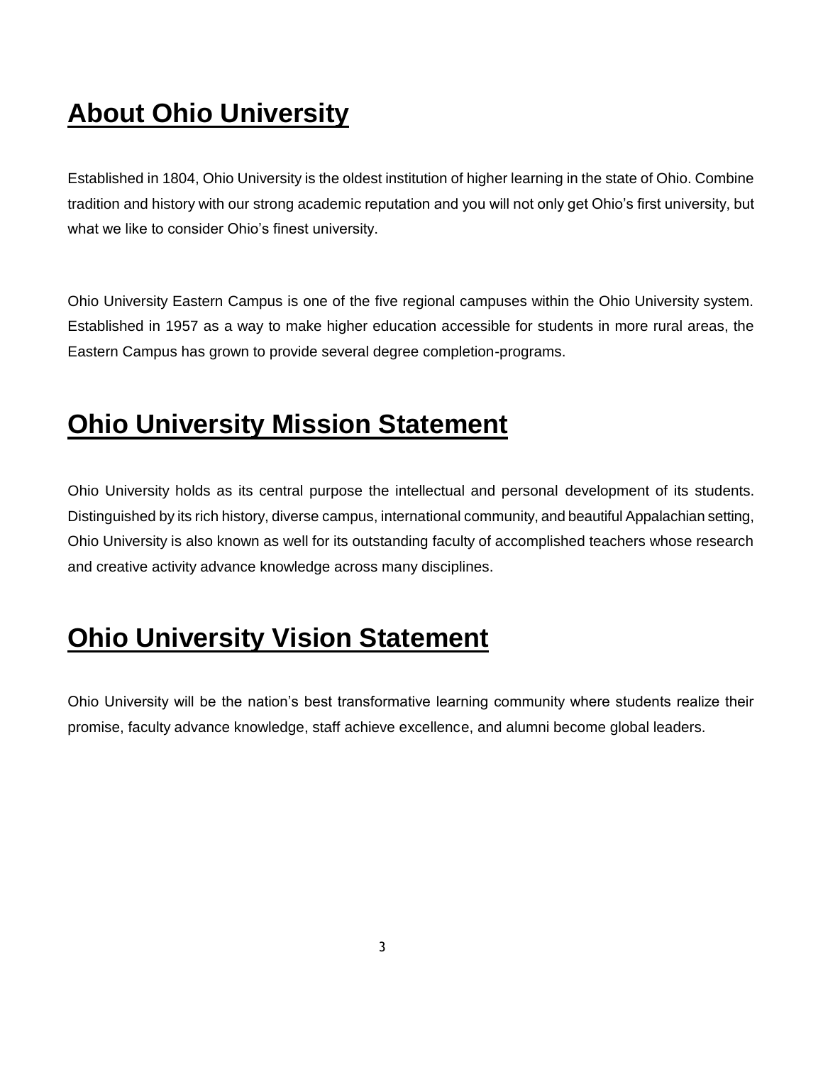## About Ohio University

Established in 1804, Ohio University is the oldest institution of higher learning in the state of Ohio. Combine tradition and history with our strong academic reputation and you will not only get Ohio's first university, but what we like to consider Ohio's finest university.

Ohio University Eastern Campus is one of the five regional campuses within the Ohio University system. Established in 1957 as a way to make higher education accessible for students in more rural areas, the Eastern Campus has grown to provide several degree completion-programs.

## Ohio University Mission Statement

Ohio University holds as its central purpose the intellectual and personal development of its students. Distinguished by its rich history, diverse campus, international community, and beautiful Appalachian setting, Ohio University is also known as well for its outstanding faculty of accomplished teachers whose research and creative activity advance knowledge across many disciplines.

## Ohio University Vision Statement

Ohio University will be the nation's best transformative learning community where students realize their promise, faculty advance knowledge, staff achieve excellence, and alumni become global leaders.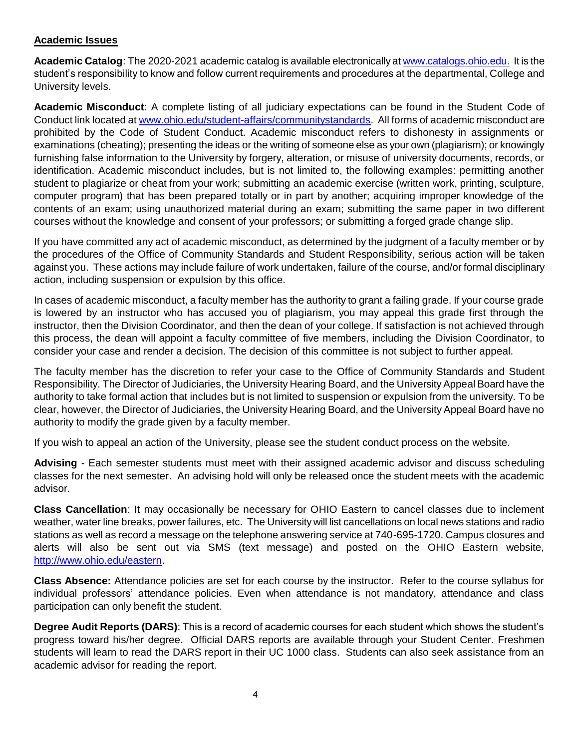## Academic Issues

**Academic Catalog**: The 2020-2021 academic catalog is available electronically at www.catalogs.ohio.edu. It is the student's responsibility to know and follow current requirements and procedures at the departmental, College and University levels.

**Academic Misconduct**: A complete listing of all judiciary expectations can be found in the Student Code of Conduct link located at www.ohio.edu/student-affairs/communitystandards. All forms of academic misconduct are prohibited by the Code of Student Conduct. Academic misconduct refers to dishonesty in assignments or examinations (cheating); presenting the ideas or the writing of someone else as your own (plagiarism); or knowingly furnishing false information to the University by forgery, alteration, or misuse of university documents, records, or identification. Academic misconduct includes, but is not limited to, the following examples: permitting another student to plagiarize or cheat from your work; submitting an academic exercise (written work, printing, sculpture, computer program) that has been prepared totally or in part by another; acquiring improper knowledge of the contents of an exam; using unauthorized material during an exam; submitting the same paper in two different courses without the knowledge and consent of your professors; or submitting a forged grade change slip.

If you have committed any act of academic misconduct, as determined by the judgment of a faculty member or by the procedures of the Office of Community Standards and Student Responsibility, serious action will be taken against you. These actions may include failure of work undertaken, failure of the course, and/or formal disciplinary action, including suspension or expulsion by this office.

In cases of academic misconduct, a faculty member has the authority to grant a failing grade. If your course grade is lowered by an instructor who has accused you of plagiarism, you may appeal this grade first through the instructor, then the Division Coordinator, and then the dean of your college. If satisfaction is not achieved through this process, the dean will appoint a faculty committee of five members, including the Division Coordinator, to consider your case and render a decision. The decision of this committee is not subject to further appeal.

The faculty member has the discretion to refer your case to the Office of Community Standards and Student Responsibility. The Director of Judiciaries, the University Hearing Board, and the University Appeal Board have the authority to take formal action that includes but is not limited to suspension or expulsion from the university. To be clear, however, the Director of Judiciaries, the University Hearing Board, and the University Appeal Board have no authority to modify the grade given by a faculty member.

If you wish to appeal an action of the University, please see the student conduct process on the website.

**Advising** - Each semester students must meet with their assigned academic advisor and discuss scheduling classes for the next semester. An advising hold will only be released once the student meets with the academic advisor.

**Class Cancellation**: It may occasionally be necessary for OHIO Eastern to cancel classes due to inclement weather, water line breaks, power failures, etc. The University will list cancellations on local news stations and radio stations as well as record a message on the telephone answering service at 740-695-1720. Campus closures and alerts will also be sent out via SMS (text message) and posted on the OHIO Eastern website, http://www.ohio.edu/eastern.

**Class Absence:** Attendance policies are set for each course by the instructor. Refer to the course syllabus for individual professors' attendance policies. Even when attendance is not mandatory, attendance and class participation can only benefit the student.

**Degree Audit Reports (DARS)**: This is a record of academic courses for each student which shows the student's progress toward his/her degree. Official DARS reports are available through your Student Center. Freshmen students will learn to read the DARS report in their UC 1000 class. Students can also seek assistance from an academic advisor for reading the report.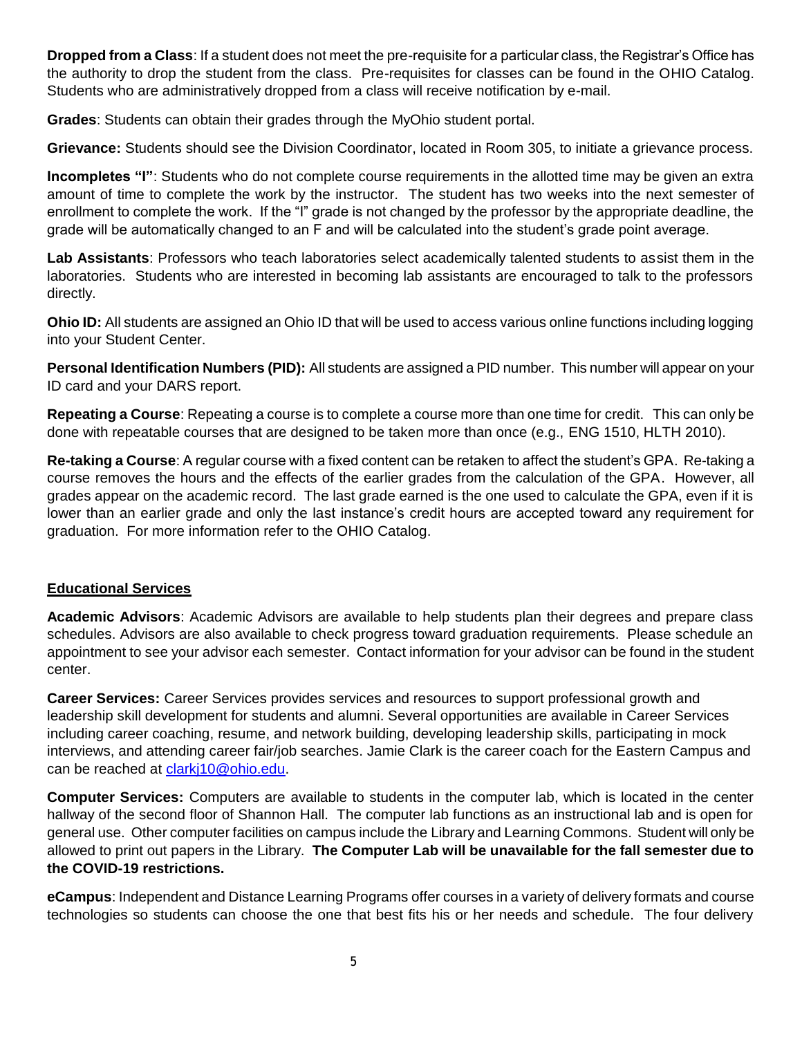**Dropped from a Class**: If a student does not meet the pre-requisite for a particular class, the Registrar's Office has the authority to drop the student from the class. Pre-requisites for classes can be found in the OHIO Catalog. Students who are administratively dropped from a class will receive notification by e-mail.

**Grades**: Students can obtain their grades through the MyOhio student portal.

**Grievance:** Students should see the Division Coordinator, located in Room 305, to initiate a grievance process.

**Incompletes "I"**: Students who do not complete course requirements in the allotted time may be given an extra amount of time to complete the work by the instructor. The student has two weeks into the next semester of enrollment to complete the work. If the "I" grade is not changed by the professor by the appropriate deadline, the grade will be automatically changed to an F and will be calculated into the student's grade point average.

**Lab Assistants**: Professors who teach laboratories select academically talented students to assist them in the laboratories. Students who are interested in becoming lab assistants are encouraged to talk to the professors directly.

**Ohio ID:** All students are assigned an Ohio ID that will be used to access various online functions including logging into your Student Center.

**Personal Identification Numbers (PID):** All students are assigned a PID number. This number will appear on your ID card and your DARS report.

**Repeating a Course**: Repeating a course is to complete a course more than one time for credit. This can only be done with repeatable courses that are designed to be taken more than once (e.g., ENG 1510, HLTH 2010).

**Re-taking a Course**: A regular course with a fixed content can be retaken to affect the student's GPA. Re-taking a course removes the hours and the effects of the earlier grades from the calculation of the GPA. However, all grades appear on the academic record. The last grade earned is the one used to calculate the GPA, even if it is lower than an earlier grade and only the last instance's credit hours are accepted toward any requirement for graduation. For more information refer to the OHIO Catalog.

## Educational Services

**Academic Advisors**: Academic Advisors are available to help students plan their degrees and prepare class schedules. Advisors are also available to check progress toward graduation requirements. Please schedule an appointment to see your advisor each semester. Contact information for your advisor can be found in the student center.

**Career Services:** Career Services provides services and resources to support professional growth and leadership skill development for students and alumni. Several opportunities are available in Career Services including career coaching, resume, and network building, developing leadership skills, participating in mock interviews, and attending career fair/job searches. Jamie Clark is the career coach for the Eastern Campus and can be reached at clarkj10@ohio.edu.

**Computer Services:** Computers are available to students in the computer lab, which is located in the center hallway of the second floor of Shannon Hall. The computer lab functions as an instructional lab and is open for general use. Other computer facilities on campus include the Library and Learning Commons. Student will only be allowed to print out papers in the Library. **The Computer Lab will be unavailable for the fall semester due to the COVID-19 restrictions.**

**eCampus**: Independent and Distance Learning Programs offer courses in a variety of delivery formats and course technologies so students can choose the one that best fits his or her needs and schedule. The four delivery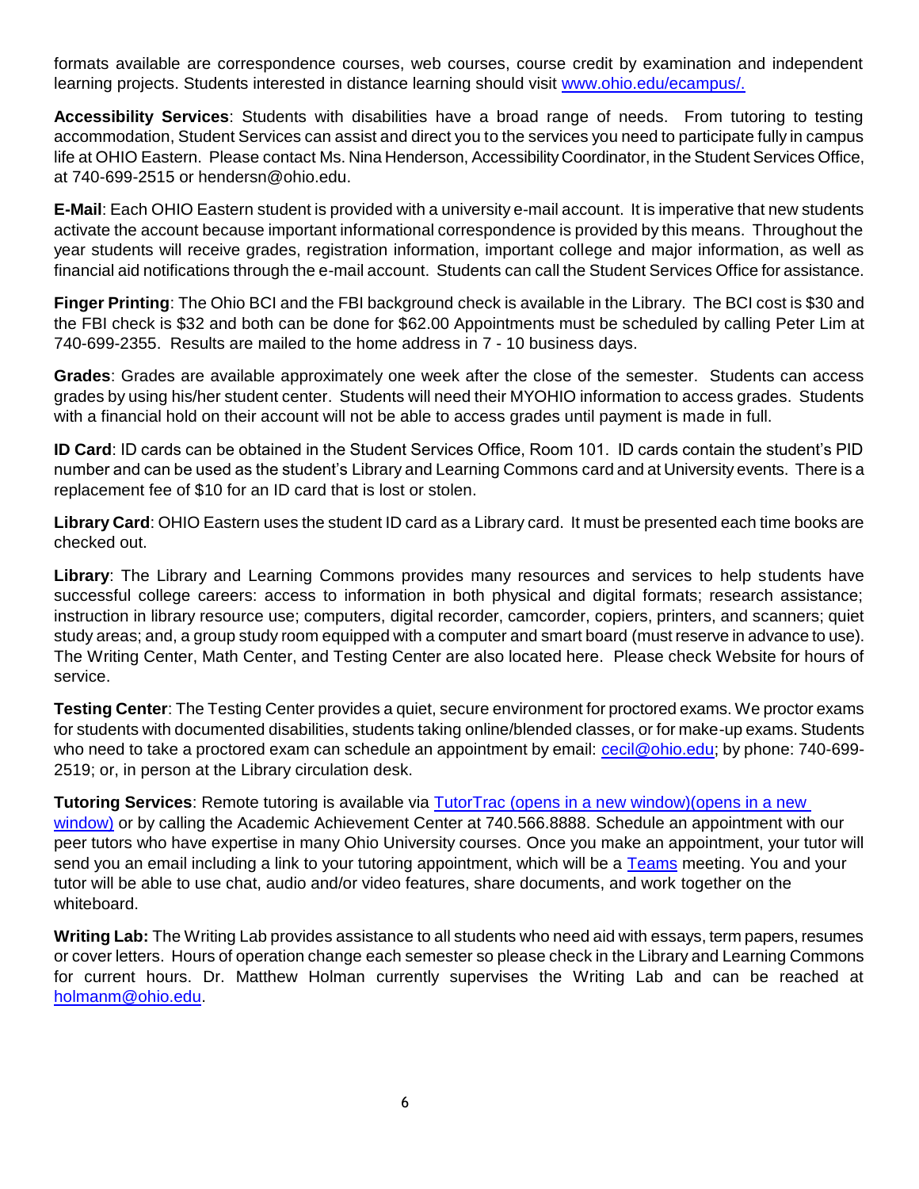formats available are correspondence courses, web courses, course credit by examination and independent learning projects. Students interested in distance learning should visit [www.ohio.edu/ecampus/.](www.ohio.edu/ecampus/)

**Accessibility Services**: Students with disabilities have a broad range of needs. From tutoring to testing accommodation, Student Services can assist and direct you to the services you need to participate fully in campus life at OHIO Eastern. Please contact Ms. Nina Henderson, Accessibility Coordinator, in the Student Services Office, at 740-699-2515 or hendersn@ohio.edu.

**E-Mail**: Each OHIO Eastern student is provided with a university e-mail account. It is imperative that new students activate the account because important informational correspondence is provided by this means. Throughout the year students will receive grades, registration information, important college and major information, as well as financial aid notifications through the e-mail account. Students can call the Student Services Office for assistance.

**Finger Printing**: The Ohio BCI and the FBI background check is available in the Library. The BCI cost is $30 and the FBI check is $32 and both can be done for $62.00 Appointments must be scheduled by calling Peter Lim at 740-699-2355. Results are mailed to the home address in 7 - 10 business days.

**Grades**: Grades are available approximately one week after the close of the semester. Students can access grades by using his/her student center. Students will need their MYOHIO information to access grades. Students with a financial hold on their account will not be able to access grades until payment is made in full.

**ID Card**: ID cards can be obtained in the Student Services Office, Room 101. ID cards contain the student's PID number and can be used as the student's Library and Learning Commons card and at University events. There is a replacement fee of $10 for an ID card that is lost or stolen.

**Library Card**: OHIO Eastern uses the student ID card as a Library card. It must be presented each time books are checked out.

**Library**: The Library and Learning Commons provides many resources and services to help students have successful college careers: access to information in both physical and digital formats; research assistance; instruction in library resource use; computers, digital recorder, camcorder, copiers, printers, and scanners; quiet study areas; and, a group study room equipped with a computer and smart board (must reserve in advance to use). The Writing Center, Math Center, and Testing Center are also located here. Please check Website for hours of service.

**Testing Center**: The Testing Center provides a quiet, secure environment for proctored exams. We proctor exams for students with documented disabilities, students taking online/blended classes, or for make-up exams. Students who need to take a proctored exam can schedule an appointment by email: [cecil@ohio.edu](mailto:cecil@ohio.edu); by phone: 740-699-2519; or, in person at the Library circulation desk.

**Tutoring Services**: Remote tutoring is available via TutorTrac (opens in a new window)(opens in a new window) or by calling the Academic Achievement Center at 740.566.8888. Schedule an appointment with our peer tutors who have expertise in many Ohio University courses. Once you make an appointment, your tutor will send you an email including a link to your tutoring appointment, which will be a Teams meeting. You and your tutor will be able to use chat, audio and/or video features, share documents, and work together on the whiteboard.

**Writing Lab:** The Writing Lab provides assistance to all students who need aid with essays, term papers, resumes or cover letters. Hours of operation change each semester so please check in the Library and Learning Commons for current hours. Dr. Matthew Holman currently supervises the Writing Lab and can be reached at [holmanm@ohio.edu](mailto:holmanm@ohio.edu).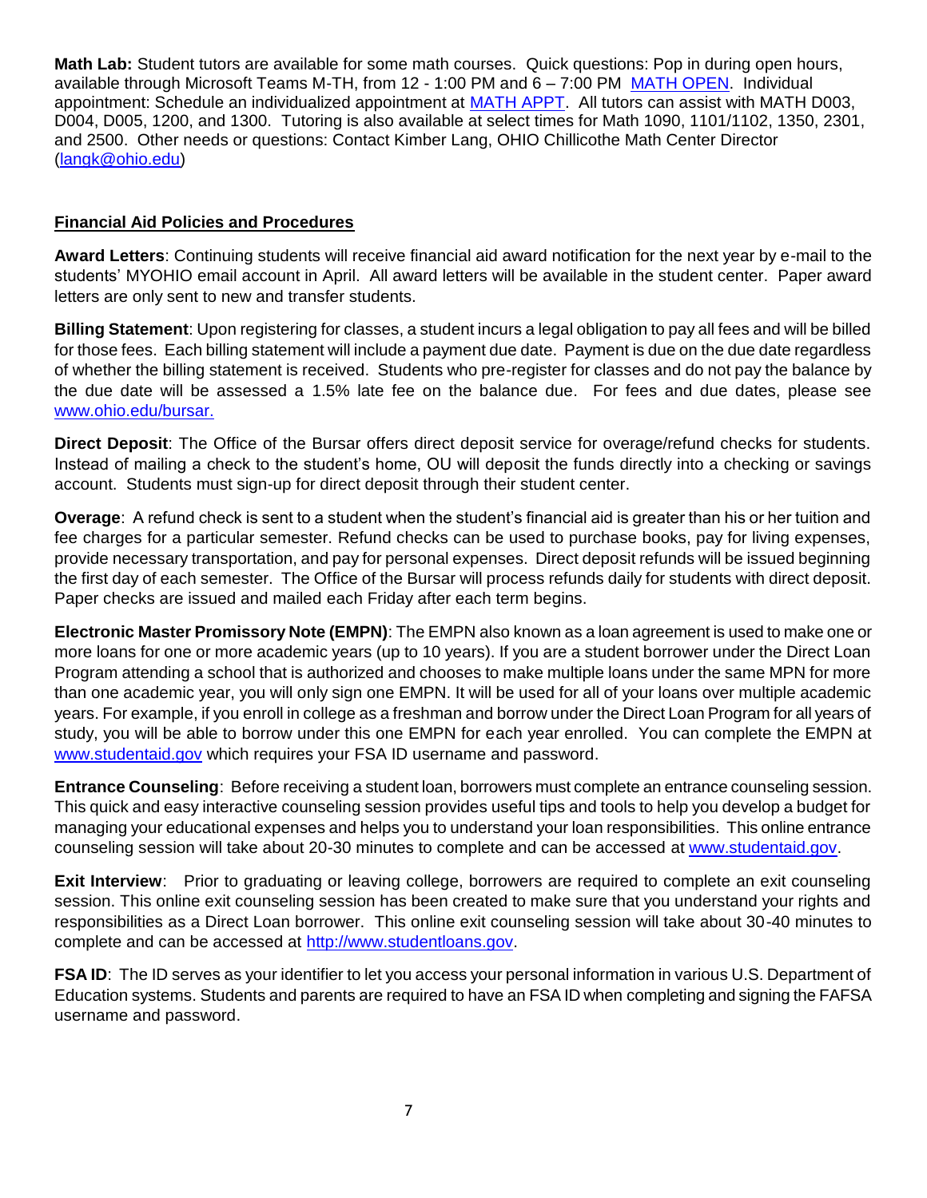**Math Lab:** Student tutors are available for some math courses. Quick questions: Pop in during open hours, available through Microsoft Teams M-TH, from 12 - 1:00 PM and 6 – 7:00 PM [MATH OPEN](). Individual appointment: Schedule an individualized appointment at [MATH APPT](). All tutors can assist with MATH D003, D004, D005, 1200, and 1300. Tutoring is also available at select times for Math 1090, 1101/1102, 1350, 2301, and 2500. Other needs or questions: Contact Kimber Lang, OHIO Chillicothe Math Center Director (langk@ohio.edu)

## Financial Aid Policies and Procedures

**Award Letters**: Continuing students will receive financial aid award notification for the next year by e-mail to the students' MYOHIO email account in April. All award letters will be available in the student center. Paper award letters are only sent to new and transfer students.

**Billing Statement**: Upon registering for classes, a student incurs a legal obligation to pay all fees and will be billed for those fees. Each billing statement will include a payment due date. Payment is due on the due date regardless of whether the billing statement is received. Students who pre-register for classes and do not pay the balance by the due date will be assessed a 1.5% late fee on the balance due. For fees and due dates, please see www.ohio.edu/bursar.

**Direct Deposit**: The Office of the Bursar offers direct deposit service for overage/refund checks for students. Instead of mailing a check to the student's home, OU will deposit the funds directly into a checking or savings account. Students must sign-up for direct deposit through their student center.

**Overage**: A refund check is sent to a student when the student's financial aid is greater than his or her tuition and fee charges for a particular semester. Refund checks can be used to purchase books, pay for living expenses, provide necessary transportation, and pay for personal expenses. Direct deposit refunds will be issued beginning the first day of each semester. The Office of the Bursar will process refunds daily for students with direct deposit. Paper checks are issued and mailed each Friday after each term begins.

**Electronic Master Promissory Note (EMPN)**: The EMPN also known as a loan agreement is used to make one or more loans for one or more academic years (up to 10 years). If you are a student borrower under the Direct Loan Program attending a school that is authorized and chooses to make multiple loans under the same MPN for more than one academic year, you will only sign one EMPN. It will be used for all of your loans over multiple academic years. For example, if you enroll in college as a freshman and borrow under the Direct Loan Program for all years of study, you will be able to borrow under this one EMPN for each year enrolled. You can complete the EMPN at www.studentaid.gov which requires your FSA ID username and password.

**Entrance Counseling**: Before receiving a student loan, borrowers must complete an entrance counseling session. This quick and easy interactive counseling session provides useful tips and tools to help you develop a budget for managing your educational expenses and helps you to understand your loan responsibilities. This online entrance counseling session will take about 20-30 minutes to complete and can be accessed at www.studentaid.gov.

**Exit Interview**: Prior to graduating or leaving college, borrowers are required to complete an exit counseling session. This online exit counseling session has been created to make sure that you understand your rights and responsibilities as a Direct Loan borrower. This online exit counseling session will take about 30-40 minutes to complete and can be accessed at http://www.studentloans.gov.

**FSA ID**: The ID serves as your identifier to let you access your personal information in various U.S. Department of Education systems. Students and parents are required to have an FSA ID when completing and signing the FAFSA username and password.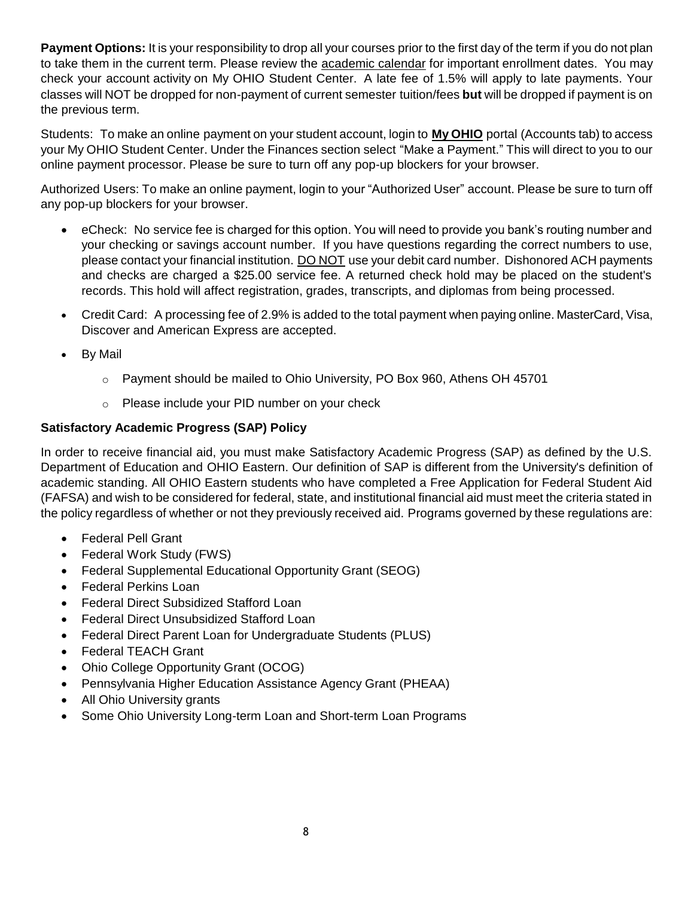**Payment Options:** It is your responsibility to drop all your courses prior to the first day of the term if you do not plan to take them in the current term. Please review the academic calendar for important enrollment dates. You may check your account activity on My OHIO Student Center. A late fee of 1.5% will apply to late payments. Your classes will NOT be dropped for non-payment of current semester tuition/fees **but** will be dropped if payment is on the previous term.

Students: To make an online payment on your student account, login to **My OHIO** portal (Accounts tab) to access your My OHIO Student Center. Under the Finances section select "Make a Payment." This will direct to you to our online payment processor. Please be sure to turn off any pop-up blockers for your browser.

Authorized Users: To make an online payment, login to your "Authorized User" account. Please be sure to turn off any pop-up blockers for your browser.

- eCheck: No service fee is charged for this option. You will need to provide you bank's routing number and your checking or savings account number. If you have questions regarding the correct numbers to use, please contact your financial institution. DO NOT use your debit card number. Dishonored ACH payments and checks are charged a $25.00 service fee. A returned check hold may be placed on the student's records. This hold will affect registration, grades, transcripts, and diplomas from being processed.
- Credit Card: A processing fee of 2.9% is added to the total payment when paying online. MasterCard, Visa, Discover and American Express are accepted.
- By Mail
  - Payment should be mailed to Ohio University, PO Box 960, Athens OH 45701
  - Please include your PID number on your check

**Satisfactory Academic Progress (SAP) Policy**

In order to receive financial aid, you must make Satisfactory Academic Progress (SAP) as defined by the U.S. Department of Education and OHIO Eastern. Our definition of SAP is different from the University's definition of academic standing. All OHIO Eastern students who have completed a Free Application for Federal Student Aid (FAFSA) and wish to be considered for federal, state, and institutional financial aid must meet the criteria stated in the policy regardless of whether or not they previously received aid. Programs governed by these regulations are:

- Federal Pell Grant
- Federal Work Study (FWS)
- Federal Supplemental Educational Opportunity Grant (SEOG)
- Federal Perkins Loan
- Federal Direct Subsidized Stafford Loan
- Federal Direct Unsubsidized Stafford Loan
- Federal Direct Parent Loan for Undergraduate Students (PLUS)
- Federal TEACH Grant
- Ohio College Opportunity Grant (OCOG)
- Pennsylvania Higher Education Assistance Agency Grant (PHEAA)
- All Ohio University grants
- Some Ohio University Long-term Loan and Short-term Loan Programs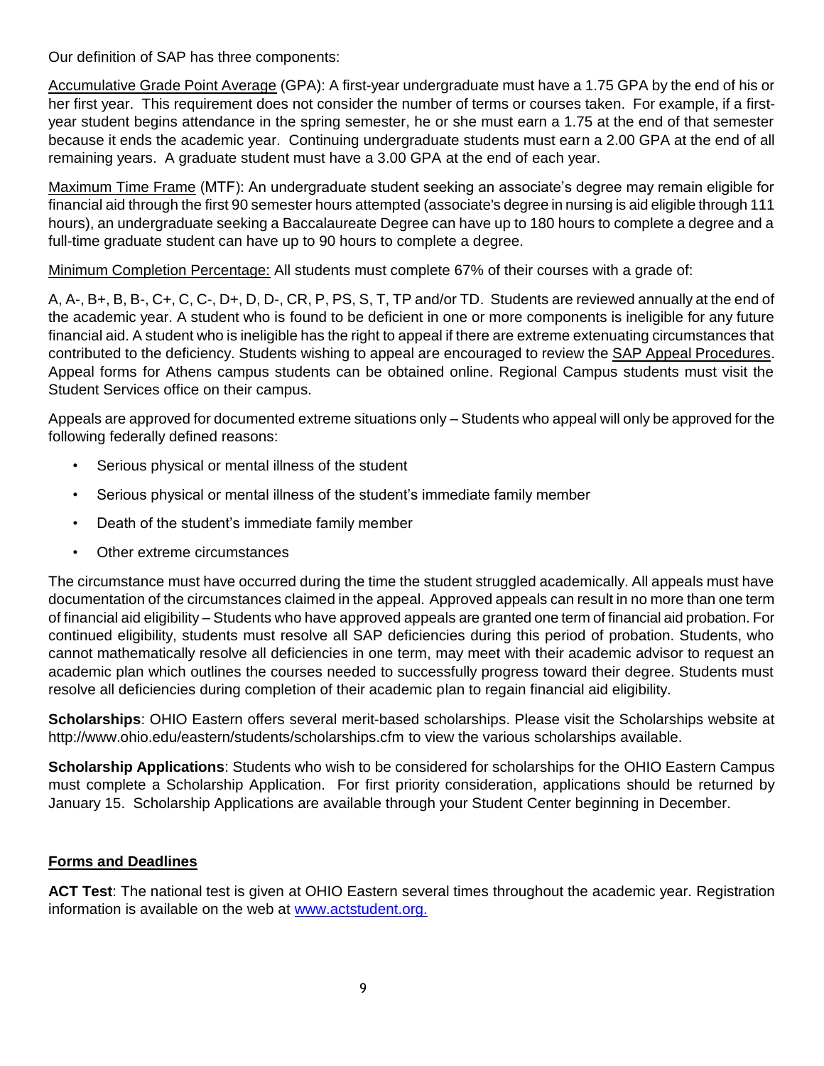Our definition of SAP has three components:

Accumulative Grade Point Average (GPA): A first-year undergraduate must have a 1.75 GPA by the end of his or her first year. This requirement does not consider the number of terms or courses taken. For example, if a first-year student begins attendance in the spring semester, he or she must earn a 1.75 at the end of that semester because it ends the academic year. Continuing undergraduate students must earn a 2.00 GPA at the end of all remaining years. A graduate student must have a 3.00 GPA at the end of each year.

Maximum Time Frame (MTF): An undergraduate student seeking an associate's degree may remain eligible for financial aid through the first 90 semester hours attempted (associate's degree in nursing is aid eligible through 111 hours), an undergraduate seeking a Baccalaureate Degree can have up to 180 hours to complete a degree and a full-time graduate student can have up to 90 hours to complete a degree.

Minimum Completion Percentage: All students must complete 67% of their courses with a grade of:

A, A-, B+, B, B-, C+, C, C-, D+, D, D-, CR, P, PS, S, T, TP and/or TD. Students are reviewed annually at the end of the academic year. A student who is found to be deficient in one or more components is ineligible for any future financial aid. A student who is ineligible has the right to appeal if there are extreme extenuating circumstances that contributed to the deficiency. Students wishing to appeal are encouraged to review the SAP Appeal Procedures. Appeal forms for Athens campus students can be obtained online. Regional Campus students must visit the Student Services office on their campus.

Appeals are approved for documented extreme situations only – Students who appeal will only be approved for the following federally defined reasons:

- Serious physical or mental illness of the student
- Serious physical or mental illness of the student's immediate family member
- Death of the student's immediate family member
- Other extreme circumstances

The circumstance must have occurred during the time the student struggled academically. All appeals must have documentation of the circumstances claimed in the appeal. Approved appeals can result in no more than one term of financial aid eligibility – Students who have approved appeals are granted one term of financial aid probation. For continued eligibility, students must resolve all SAP deficiencies during this period of probation. Students, who cannot mathematically resolve all deficiencies in one term, may meet with their academic advisor to request an academic plan which outlines the courses needed to successfully progress toward their degree. Students must resolve all deficiencies during completion of their academic plan to regain financial aid eligibility.

**Scholarships**: OHIO Eastern offers several merit-based scholarships. Please visit the Scholarships website at http://www.ohio.edu/eastern/students/scholarships.cfm to view the various scholarships available.

**Scholarship Applications**: Students who wish to be considered for scholarships for the OHIO Eastern Campus must complete a Scholarship Application. For first priority consideration, applications should be returned by January 15. Scholarship Applications are available through your Student Center beginning in December.

## Forms and Deadlines

**ACT Test**: The national test is given at OHIO Eastern several times throughout the academic year. Registration information is available on the web at www.actstudent.org.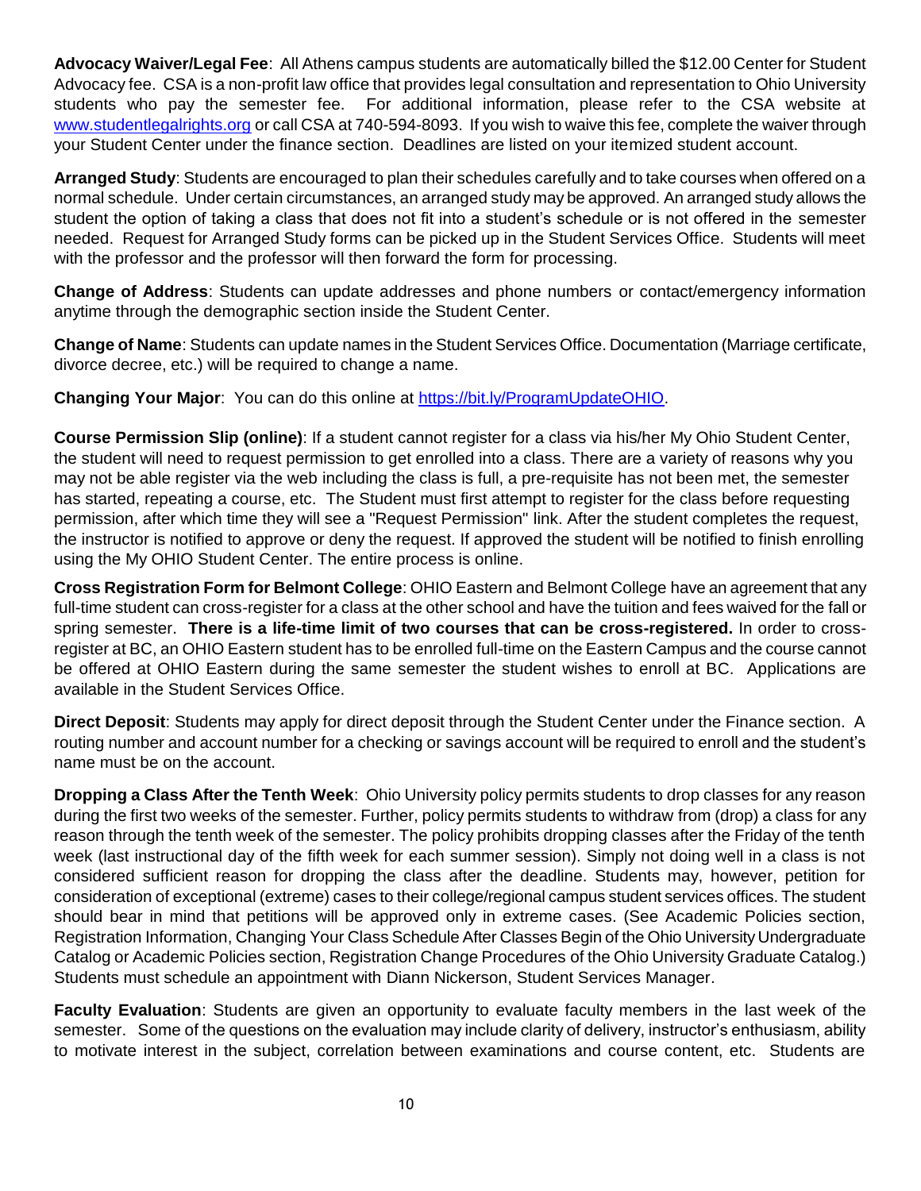**Advocacy Waiver/Legal Fee**: All Athens campus students are automatically billed the $12.00 Center for Student Advocacy fee. CSA is a non-profit law office that provides legal consultation and representation to Ohio University students who pay the semester fee. For additional information, please refer to the CSA website at www.studentlegalrights.org or call CSA at 740-594-8093. If you wish to waive this fee, complete the waiver through your Student Center under the finance section. Deadlines are listed on your itemized student account.

**Arranged Study**: Students are encouraged to plan their schedules carefully and to take courses when offered on a normal schedule. Under certain circumstances, an arranged study may be approved. An arranged study allows the student the option of taking a class that does not fit into a student's schedule or is not offered in the semester needed. Request for Arranged Study forms can be picked up in the Student Services Office. Students will meet with the professor and the professor will then forward the form for processing.

**Change of Address**: Students can update addresses and phone numbers or contact/emergency information anytime through the demographic section inside the Student Center.

**Change of Name**: Students can update names in the Student Services Office. Documentation (Marriage certificate, divorce decree, etc.) will be required to change a name.

**Changing Your Major**: You can do this online at https://bit.ly/ProgramUpdateOHIO.

**Course Permission Slip (online)**: If a student cannot register for a class via his/her My Ohio Student Center, the student will need to request permission to get enrolled into a class. There are a variety of reasons why you may not be able register via the web including the class is full, a pre-requisite has not been met, the semester has started, repeating a course, etc. The Student must first attempt to register for the class before requesting permission, after which time they will see a "Request Permission" link. After the student completes the request, the instructor is notified to approve or deny the request. If approved the student will be notified to finish enrolling using the My OHIO Student Center. The entire process is online.

**Cross Registration Form for Belmont College**: OHIO Eastern and Belmont College have an agreement that any full-time student can cross-register for a class at the other school and have the tuition and fees waived for the fall or spring semester. **There is a life-time limit of two courses that can be cross-registered.** In order to cross-register at BC, an OHIO Eastern student has to be enrolled full-time on the Eastern Campus and the course cannot be offered at OHIO Eastern during the same semester the student wishes to enroll at BC. Applications are available in the Student Services Office.

**Direct Deposit**: Students may apply for direct deposit through the Student Center under the Finance section. A routing number and account number for a checking or savings account will be required to enroll and the student's name must be on the account.

**Dropping a Class After the Tenth Week**: Ohio University policy permits students to drop classes for any reason during the first two weeks of the semester. Further, policy permits students to withdraw from (drop) a class for any reason through the tenth week of the semester. The policy prohibits dropping classes after the Friday of the tenth week (last instructional day of the fifth week for each summer session). Simply not doing well in a class is not considered sufficient reason for dropping the class after the deadline. Students may, however, petition for consideration of exceptional (extreme) cases to their college/regional campus student services offices. The student should bear in mind that petitions will be approved only in extreme cases. (See Academic Policies section, Registration Information, Changing Your Class Schedule After Classes Begin of the Ohio University Undergraduate Catalog or Academic Policies section, Registration Change Procedures of the Ohio University Graduate Catalog.) Students must schedule an appointment with Diann Nickerson, Student Services Manager.

**Faculty Evaluation**: Students are given an opportunity to evaluate faculty members in the last week of the semester. Some of the questions on the evaluation may include clarity of delivery, instructor's enthusiasm, ability to motivate interest in the subject, correlation between examinations and course content, etc. Students are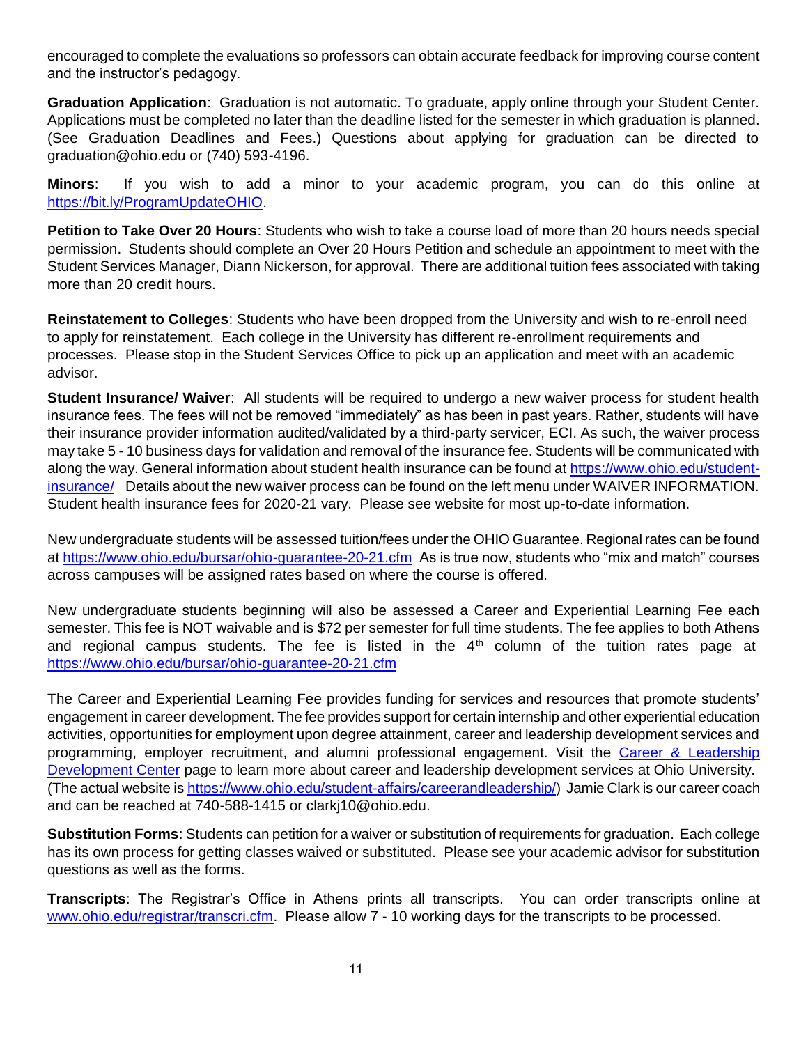encouraged to complete the evaluations so professors can obtain accurate feedback for improving course content and the instructor's pedagogy.

**Graduation Application**: Graduation is not automatic. To graduate, apply online through your Student Center. Applications must be completed no later than the deadline listed for the semester in which graduation is planned. (See Graduation Deadlines and Fees.) Questions about applying for graduation can be directed to graduation@ohio.edu or (740) 593-4196.

**Minors**: If you wish to add a minor to your academic program, you can do this online at [https://bit.ly/ProgramUpdateOHIO](https://bit.ly/ProgramUpdateOHIO).

**Petition to Take Over 20 Hours**: Students who wish to take a course load of more than 20 hours needs special permission. Students should complete an Over 20 Hours Petition and schedule an appointment to meet with the Student Services Manager, Diann Nickerson, for approval. There are additional tuition fees associated with taking more than 20 credit hours.

**Reinstatement to Colleges**: Students who have been dropped from the University and wish to re-enroll need to apply for reinstatement. Each college in the University has different re-enrollment requirements and processes. Please stop in the Student Services Office to pick up an application and meet with an academic advisor.

**Student Insurance/ Waiver**: All students will be required to undergo a new waiver process for student health insurance fees. The fees will not be removed "immediately" as has been in past years. Rather, students will have their insurance provider information audited/validated by a third-party servicer, ECI. As such, the waiver process may take 5 - 10 business days for validation and removal of the insurance fee. Students will be communicated with along the way. General information about student health insurance can be found at [https://www.ohio.edu/student-insurance/](https://www.ohio.edu/student-insurance/) Details about the new waiver process can be found on the left menu under WAIVER INFORMATION. Student health insurance fees for 2020-21 vary. Please see website for most up-to-date information.

New undergraduate students will be assessed tuition/fees under the OHIO Guarantee. Regional rates can be found at [https://www.ohio.edu/bursar/ohio-guarantee-20-21.cfm](https://www.ohio.edu/bursar/ohio-guarantee-20-21.cfm) As is true now, students who "mix and match" courses across campuses will be assigned rates based on where the course is offered.

New undergraduate students beginning will also be assessed a Career and Experiential Learning Fee each semester. This fee is NOT waivable and is $72 per semester for full time students. The fee applies to both Athens and regional campus students. The fee is listed in the 4th column of the tuition rates page at [https://www.ohio.edu/bursar/ohio-guarantee-20-21.cfm](https://www.ohio.edu/bursar/ohio-guarantee-20-21.cfm)

The Career and Experiential Learning Fee provides funding for services and resources that promote students' engagement in career development. The fee provides support for certain internship and other experiential education activities, opportunities for employment upon degree attainment, career and leadership development services and programming, employer recruitment, and alumni professional engagement. Visit the [Career & Leadership Development Center](https://www.ohio.edu/student-affairs/careerandleadership/) page to learn more about career and leadership development services at Ohio University. (The actual website is [https://www.ohio.edu/student-affairs/careerandleadership/](https://www.ohio.edu/student-affairs/careerandleadership/)) Jamie Clark is our career coach and can be reached at 740-588-1415 or clarkj10@ohio.edu.

**Substitution Forms**: Students can petition for a waiver or substitution of requirements for graduation. Each college has its own process for getting classes waived or substituted. Please see your academic advisor for substitution questions as well as the forms.

**Transcripts**: The Registrar's Office in Athens prints all transcripts. You can order transcripts online at [www.ohio.edu/registrar/transcri.cfm](www.ohio.edu/registrar/transcri.cfm). Please allow 7 - 10 working days for the transcripts to be processed.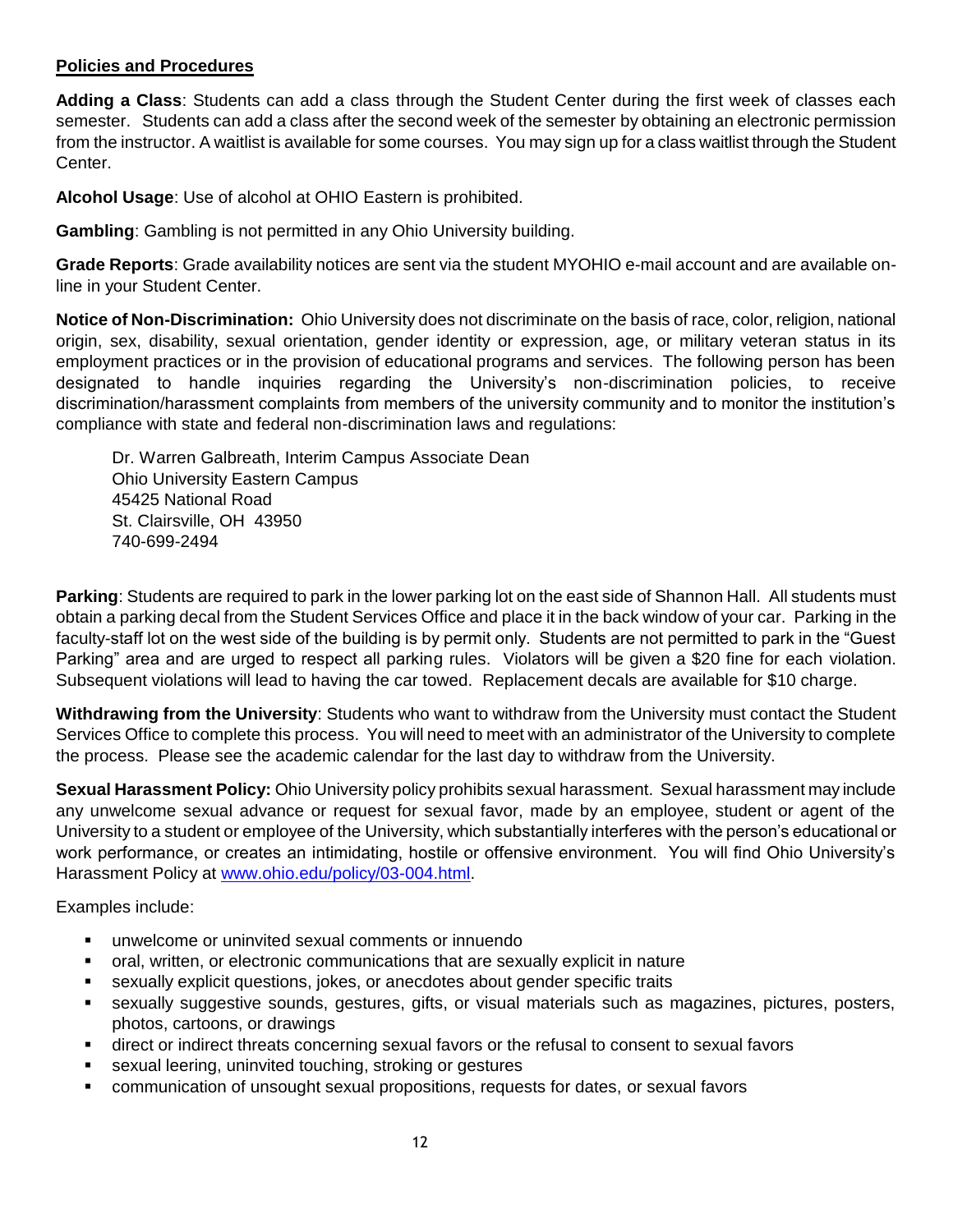## Policies and Procedures

**Adding a Class**: Students can add a class through the Student Center during the first week of classes each semester. Students can add a class after the second week of the semester by obtaining an electronic permission from the instructor. A waitlist is available for some courses. You may sign up for a class waitlist through the Student Center.

**Alcohol Usage**: Use of alcohol at OHIO Eastern is prohibited.

**Gambling**: Gambling is not permitted in any Ohio University building.

**Grade Reports**: Grade availability notices are sent via the student MYOHIO e-mail account and are available on-line in your Student Center.

**Notice of Non-Discrimination:** Ohio University does not discriminate on the basis of race, color, religion, national origin, sex, disability, sexual orientation, gender identity or expression, age, or military veteran status in its employment practices or in the provision of educational programs and services. The following person has been designated to handle inquiries regarding the University's non-discrimination policies, to receive discrimination/harassment complaints from members of the university community and to monitor the institution's compliance with state and federal non-discrimination laws and regulations:

Dr. Warren Galbreath, Interim Campus Associate Dean
Ohio University Eastern Campus
45425 National Road
St. Clairsville, OH 43950
740-699-2494

**Parking**: Students are required to park in the lower parking lot on the east side of Shannon Hall. All students must obtain a parking decal from the Student Services Office and place it in the back window of your car. Parking in the faculty-staff lot on the west side of the building is by permit only. Students are not permitted to park in the "Guest Parking" area and are urged to respect all parking rules. Violators will be given a $20 fine for each violation. Subsequent violations will lead to having the car towed. Replacement decals are available for $10 charge.

**Withdrawing from the University**: Students who want to withdraw from the University must contact the Student Services Office to complete this process. You will need to meet with an administrator of the University to complete the process. Please see the academic calendar for the last day to withdraw from the University.

**Sexual Harassment Policy:** Ohio University policy prohibits sexual harassment. Sexual harassment may include any unwelcome sexual advance or request for sexual favor, made by an employee, student or agent of the University to a student or employee of the University, which substantially interferes with the person's educational or work performance, or creates an intimidating, hostile or offensive environment. You will find Ohio University's Harassment Policy at [www.ohio.edu/policy/03-004.html](www.ohio.edu/policy/03-004.html).

Examples include:

- unwelcome or uninvited sexual comments or innuendo
- oral, written, or electronic communications that are sexually explicit in nature
- sexually explicit questions, jokes, or anecdotes about gender specific traits
- sexually suggestive sounds, gestures, gifts, or visual materials such as magazines, pictures, posters, photos, cartoons, or drawings
- direct or indirect threats concerning sexual favors or the refusal to consent to sexual favors
- sexual leering, uninvited touching, stroking or gestures
- communication of unsought sexual propositions, requests for dates, or sexual favors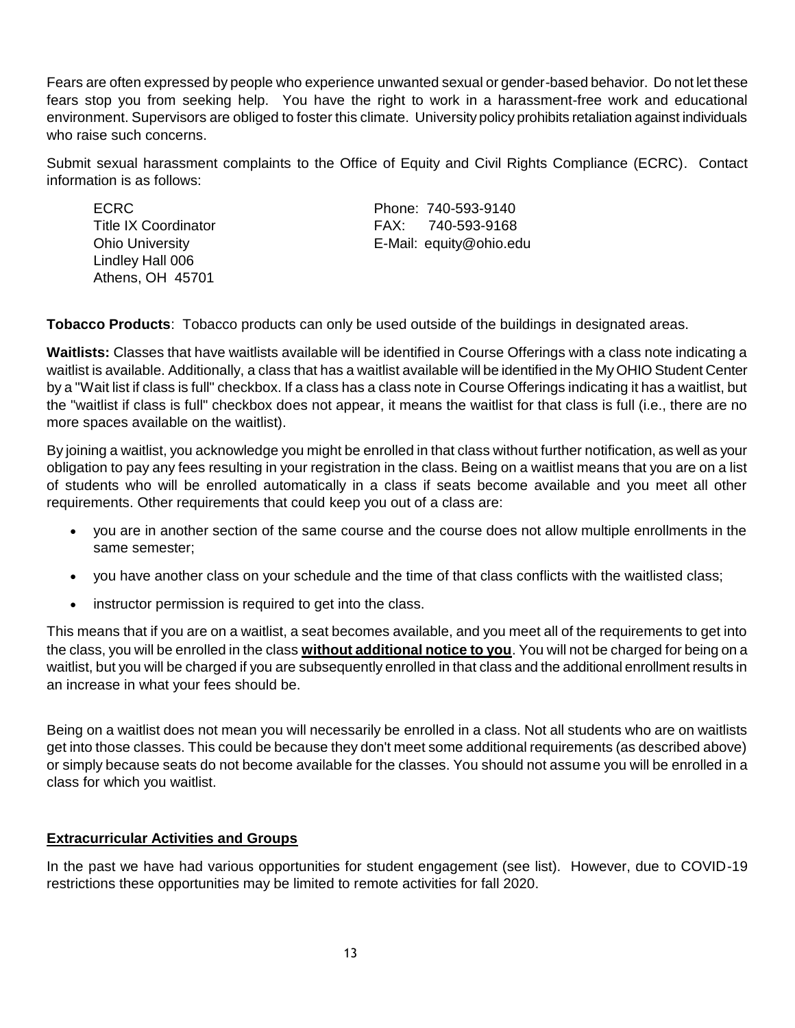Fears are often expressed by people who experience unwanted sexual or gender-based behavior. Do not let these fears stop you from seeking help. You have the right to work in a harassment-free work and educational environment. Supervisors are obliged to foster this climate. University policy prohibits retaliation against individuals who raise such concerns.

Submit sexual harassment complaints to the Office of Equity and Civil Rights Compliance (ECRC). Contact information is as follows:

ECRC
Title IX Coordinator
Ohio University
Lindley Hall 006
Athens, OH 45701

Phone: 740-593-9140
FAX: 740-593-9168
E-Mail: equity@ohio.edu

**Tobacco Products**: Tobacco products can only be used outside of the buildings in designated areas.

**Waitlists:** Classes that have waitlists available will be identified in Course Offerings with a class note indicating a waitlist is available. Additionally, a class that has a waitlist available will be identified in the My OHIO Student Center by a "Wait list if class is full" checkbox. If a class has a class note in Course Offerings indicating it has a waitlist, but the "waitlist if class is full" checkbox does not appear, it means the waitlist for that class is full (i.e., there are no more spaces available on the waitlist).

By joining a waitlist, you acknowledge you might be enrolled in that class without further notification, as well as your obligation to pay any fees resulting in your registration in the class. Being on a waitlist means that you are on a list of students who will be enrolled automatically in a class if seats become available and you meet all other requirements. Other requirements that could keep you out of a class are:

- you are in another section of the same course and the course does not allow multiple enrollments in the same semester;
- you have another class on your schedule and the time of that class conflicts with the waitlisted class;
- instructor permission is required to get into the class.

This means that if you are on a waitlist, a seat becomes available, and you meet all of the requirements to get into the class, you will be enrolled in the class **without additional notice to you**. You will not be charged for being on a waitlist, but you will be charged if you are subsequently enrolled in that class and the additional enrollment results in an increase in what your fees should be.

Being on a waitlist does not mean you will necessarily be enrolled in a class. Not all students who are on waitlists get into those classes. This could be because they don't meet some additional requirements (as described above) or simply because seats do not become available for the classes. You should not assume you will be enrolled in a class for which you waitlist.

## Extracurricular Activities and Groups

In the past we have had various opportunities for student engagement (see list). However, due to COVID-19 restrictions these opportunities may be limited to remote activities for fall 2020.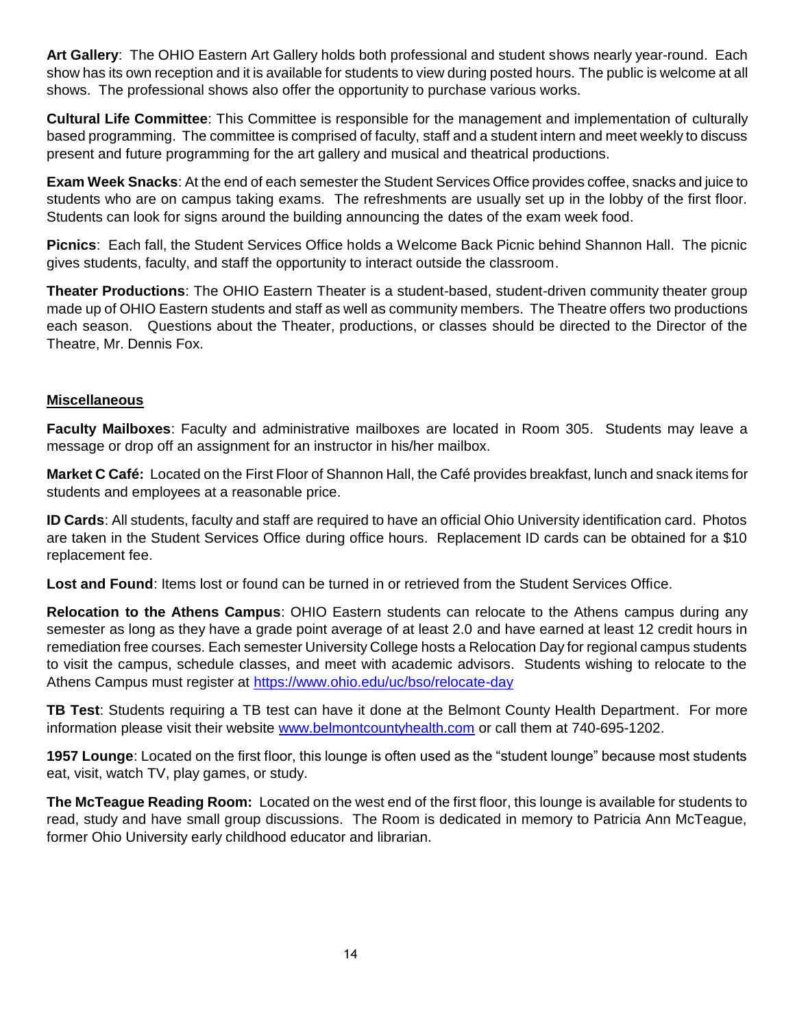**Art Gallery**: The OHIO Eastern Art Gallery holds both professional and student shows nearly year-round. Each show has its own reception and it is available for students to view during posted hours. The public is welcome at all shows. The professional shows also offer the opportunity to purchase various works.

**Cultural Life Committee**: This Committee is responsible for the management and implementation of culturally based programming. The committee is comprised of faculty, staff and a student intern and meet weekly to discuss present and future programming for the art gallery and musical and theatrical productions.

**Exam Week Snacks**: At the end of each semester the Student Services Office provides coffee, snacks and juice to students who are on campus taking exams. The refreshments are usually set up in the lobby of the first floor. Students can look for signs around the building announcing the dates of the exam week food.

**Picnics**: Each fall, the Student Services Office holds a Welcome Back Picnic behind Shannon Hall. The picnic gives students, faculty, and staff the opportunity to interact outside the classroom.

**Theater Productions**: The OHIO Eastern Theater is a student-based, student-driven community theater group made up of OHIO Eastern students and staff as well as community members. The Theatre offers two productions each season. Questions about the Theater, productions, or classes should be directed to the Director of the Theatre, Mr. Dennis Fox.

## Miscellaneous

**Faculty Mailboxes**: Faculty and administrative mailboxes are located in Room 305. Students may leave a message or drop off an assignment for an instructor in his/her mailbox.

**Market C Café:** Located on the First Floor of Shannon Hall, the Café provides breakfast, lunch and snack items for students and employees at a reasonable price.

**ID Cards**: All students, faculty and staff are required to have an official Ohio University identification card. Photos are taken in the Student Services Office during office hours. Replacement ID cards can be obtained for a $10 replacement fee.

**Lost and Found**: Items lost or found can be turned in or retrieved from the Student Services Office.

**Relocation to the Athens Campus**: OHIO Eastern students can relocate to the Athens campus during any semester as long as they have a grade point average of at least 2.0 and have earned at least 12 credit hours in remediation free courses. Each semester University College hosts a Relocation Day for regional campus students to visit the campus, schedule classes, and meet with academic advisors. Students wishing to relocate to the Athens Campus must register at https://www.ohio.edu/uc/bso/relocate-day

**TB Test**: Students requiring a TB test can have it done at the Belmont County Health Department. For more information please visit their website www.belmontcountyhealth.com or call them at 740-695-1202.

**1957 Lounge**: Located on the first floor, this lounge is often used as the "student lounge" because most students eat, visit, watch TV, play games, or study.

**The McTeague Reading Room:** Located on the west end of the first floor, this lounge is available for students to read, study and have small group discussions. The Room is dedicated in memory to Patricia Ann McTeague, former Ohio University early childhood educator and librarian.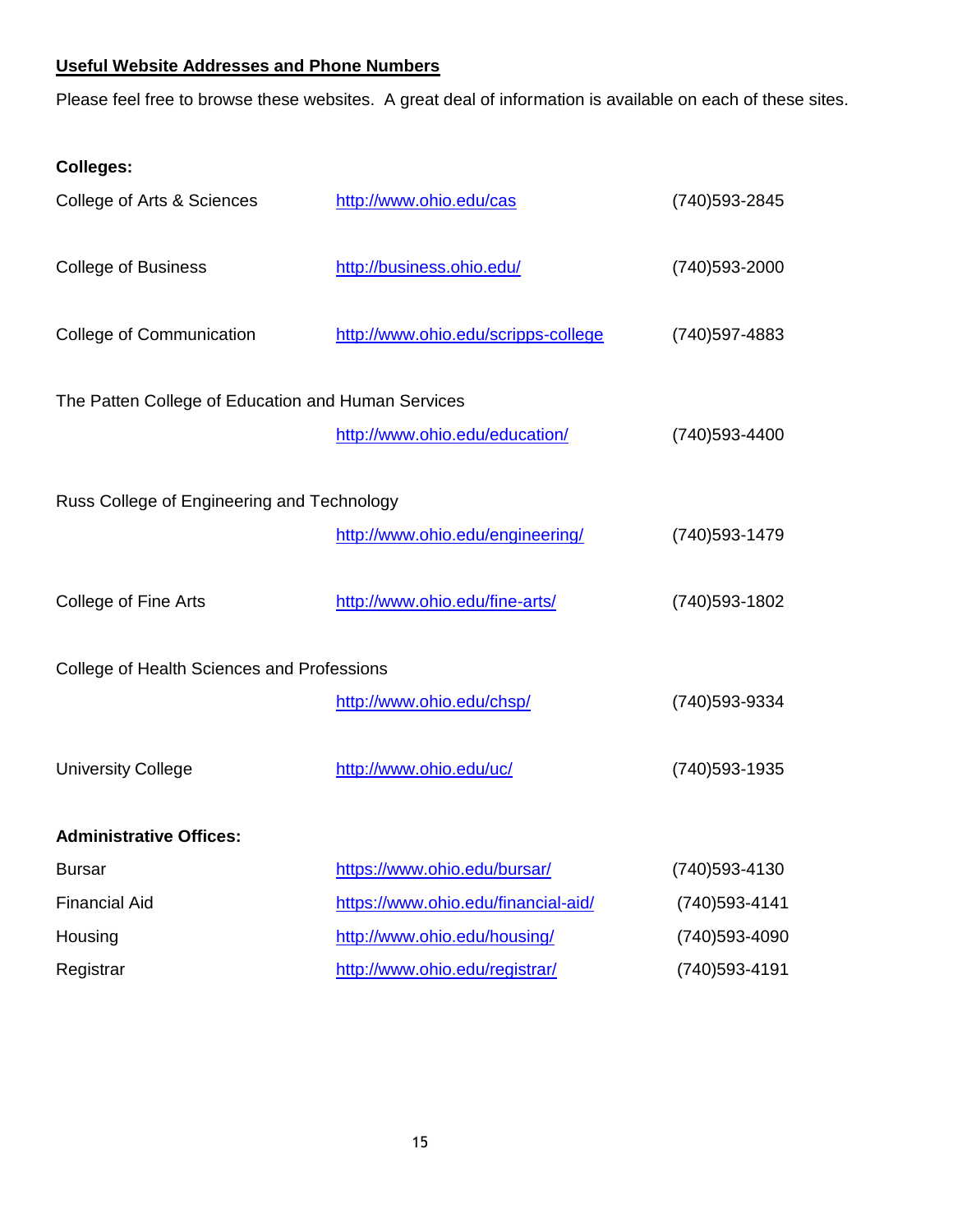## Useful Website Addresses and Phone Numbers

Please feel free to browse these websites. A great deal of information is available on each of these sites.

**Colleges:**

| | | |
|---|---|---|
| College of Arts & Sciences | http://www.ohio.edu/cas | (740)593-2845 |
| College of Business | http://business.ohio.edu/ | (740)593-2000 |
| College of Communication | http://www.ohio.edu/scripps-college | (740)597-4883 |
| The Patten College of Education and Human Services | http://www.ohio.edu/education/ | (740)593-4400 |
| Russ College of Engineering and Technology | http://www.ohio.edu/engineering/ | (740)593-1479 |
| College of Fine Arts | http://www.ohio.edu/fine-arts/ | (740)593-1802 |
| College of Health Sciences and Professions | http://www.ohio.edu/chsp/ | (740)593-9334 |
| University College | http://www.ohio.edu/uc/ | (740)593-1935 |

**Administrative Offices:**

| | | |
|---|---|---|
| Bursar | https://www.ohio.edu/bursar/ | (740)593-4130 |
| Financial Aid | https://www.ohio.edu/financial-aid/ | (740)593-4141 |
| Housing | http://www.ohio.edu/housing/ | (740)593-4090 |
| Registrar | http://www.ohio.edu/registrar/ | (740)593-4191 |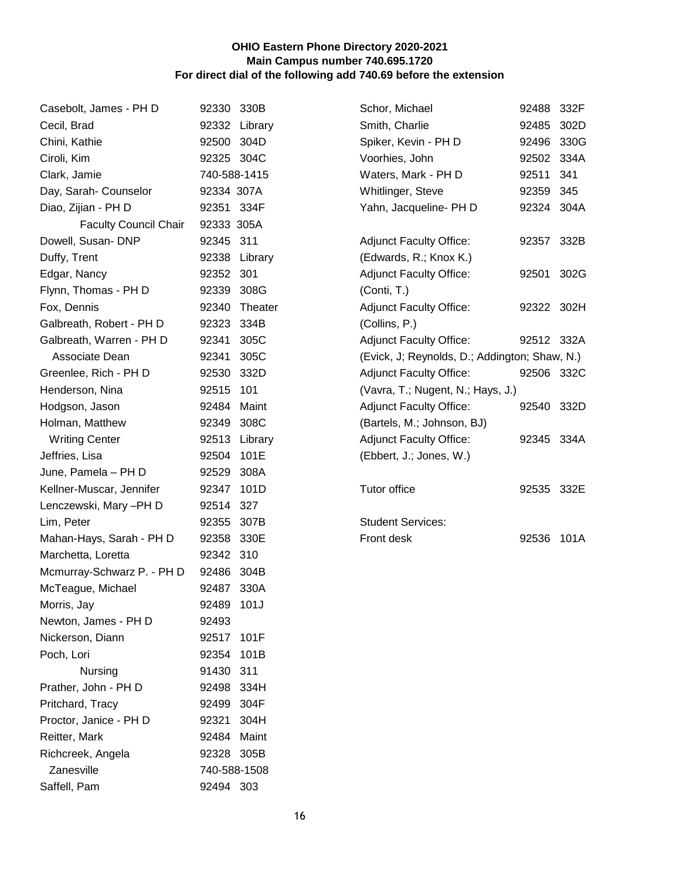**OHIO Eastern Phone Directory 2020-2021**
**Main Campus number 740.695.1720**
**For direct dial of the following add 740.69 before the extension**

| | | |
|---|---|---|
| Casebolt, James - PH D | 92330 | 330B |
| Cecil, Brad | 92332 | Library |
| Chini, Kathie | 92500 | 304D |
| Ciroli, Kim | 92325 | 304C |
| Clark, Jamie | 740-588-1415 | |
| Day, Sarah- Counselor | 92334 | 307A |
| Diao, Zijian - PH D | 92351 | 334F |
| Faculty Council Chair | 92333 | 305A |
| Dowell, Susan- DNP | 92345 | 311 |
| Duffy, Trent | 92338 | Library |
| Edgar, Nancy | 92352 | 301 |
| Flynn, Thomas - PH D | 92339 | 308G |
| Fox, Dennis | 92340 | Theater |
| Galbreath, Robert - PH D | 92323 | 334B |
| Galbreath, Warren - PH D | 92341 | 305C |
| Associate Dean | 92341 | 305C |
| Greenlee, Rich - PH D | 92530 | 332D |
| Henderson, Nina | 92515 | 101 |
| Hodgson, Jason | 92484 | Maint |
| Holman, Matthew | 92349 | 308C |
| Writing Center | 92513 | Library |
| Jeffries, Lisa | 92504 | 101E |
| June, Pamela – PH D | 92529 | 308A |
| Kellner-Muscar, Jennifer | 92347 | 101D |
| Lenczewski, Mary –PH D | 92514 | 327 |
| Lim, Peter | 92355 | 307B |
| Mahan-Hays, Sarah - PH D | 92358 | 330E |
| Marchetta, Loretta | 92342 | 310 |
| Mcmurray-Schwarz P. - PH D | 92486 | 304B |
| McTeague, Michael | 92487 | 330A |
| Morris, Jay | 92489 | 101J |
| Newton, James - PH D | 92493 | |
| Nickerson, Diann | 92517 | 101F |
| Poch, Lori | 92354 | 101B |
| Nursing | 91430 | 311 |
| Prather, John - PH D | 92498 | 334H |
| Pritchard, Tracy | 92499 | 304F |
| Proctor, Janice - PH D | 92321 | 304H |
| Reitter, Mark | 92484 | Maint |
| Richcreek, Angela | 92328 | 305B |
| Zanesville | 740-588-1508 | |
| Saffell, Pam | 92494 | 303 |
| Schor, Michael | 92488 | 332F |
| Smith, Charlie | 92485 | 302D |
| Spiker, Kevin - PH D | 92496 | 330G |
| Voorhies, John | 92502 | 334A |
| Waters, Mark - PH D | 92511 | 341 |
| Whitlinger, Steve | 92359 | 345 |
| Yahn, Jacqueline- PH D | 92324 | 304A |
| Adjunct Faculty Office: (Edwards, R.; Knox K.) | 92357 | 332B |
| Adjunct Faculty Office: (Conti, T.) | 92501 | 302G |
| Adjunct Faculty Office: (Collins, P.) | 92322 | 302H |
| Adjunct Faculty Office: (Evick, J; Reynolds, D.; Addington; Shaw, N.) | 92512 | 332A |
| Adjunct Faculty Office: (Vavra, T.; Nugent, N.; Hays, J.) | 92506 | 332C |
| Adjunct Faculty Office: (Bartels, M.; Johnson, BJ) | 92540 | 332D |
| Adjunct Faculty Office: (Ebbert, J.; Jones, W.) | 92345 | 334A |
| Tutor office | 92535 | 332E |
| Student Services: Front desk | 92536 | 101A |